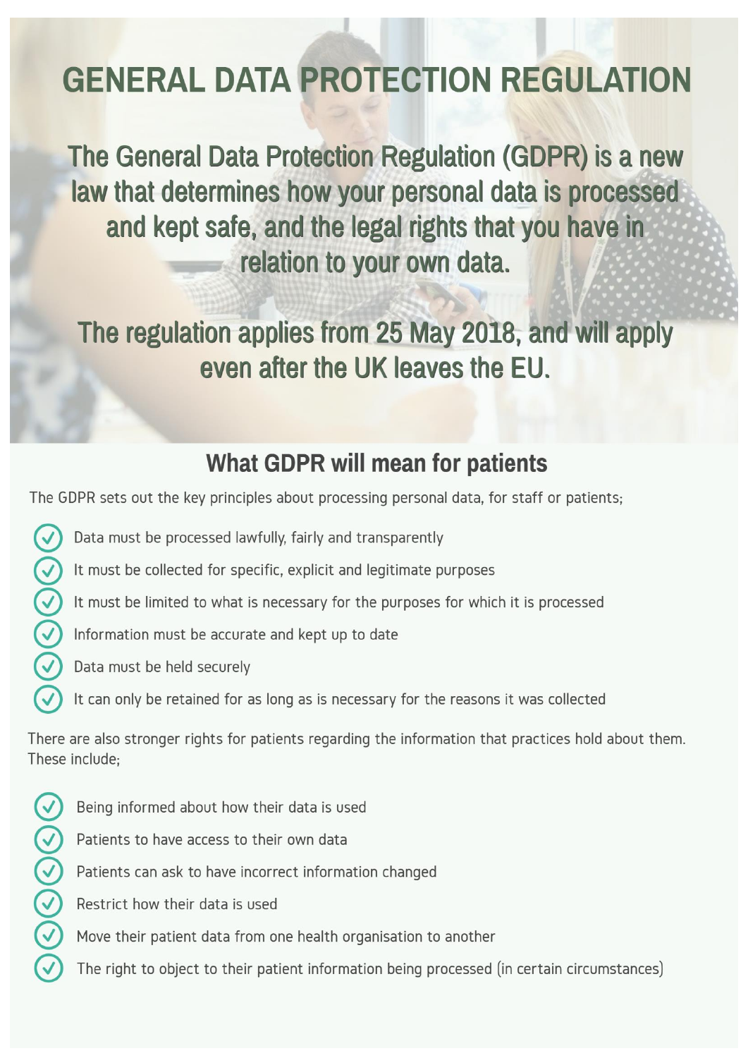# GENERAL DATA PROTECTION REGULATION

**The General Data Protection Regulation (GDPR) is a new law that determines how your personal data is processed and kept safe, and the legal rights that you have in relation to your own data.**

**The regulation applies from 25 May 2018, and will apply even after the UK leaves the EU.**

## What GDPR will mean for patients

The GDPR sets out the key principles about processing personal data, for staff or patients;

- Data must be processed lawfully, fairly and transparently
- It must be collected for specific, explicit and legitimate purposes
- It must be limited to what is necessary for the purposes for which it is processed
- Information must be accurate and kept up to date
- Data must be held securely
- It can only be retained for as long as is necessary for the reasons it was collected

There are also stronger rights for patients regarding the information that practices hold about them. These include;

- Being informed about how their data is used
- Patients to have access to their own data
- Patients can ask to have incorrect information changed
- Restrict how their data is used
- Move their patient data from one health organisation to another
- The right to object to their patient information being processed (in certain circumstances)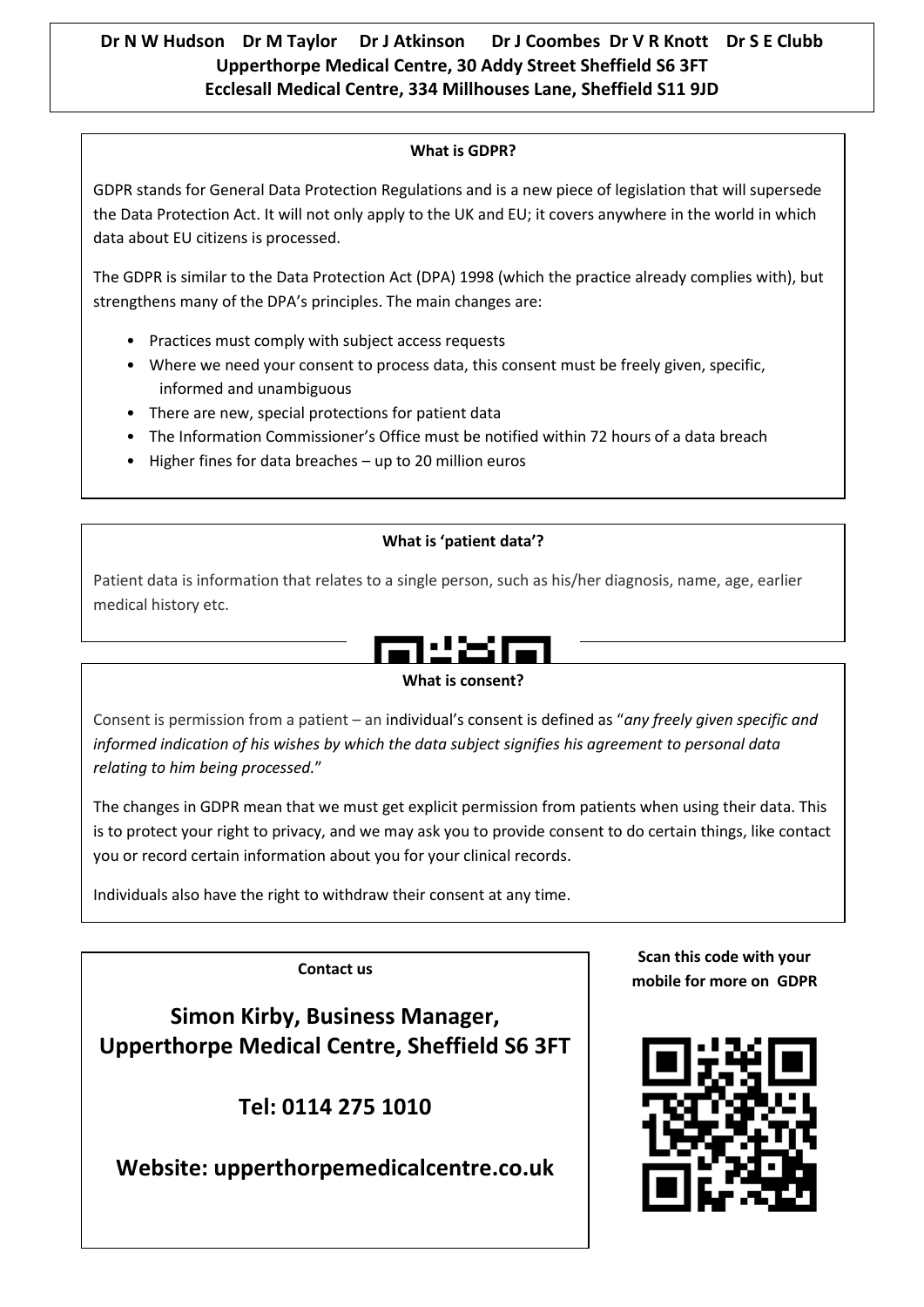**Dr N W Hudson Dr M Taylor Dr J Atkinson Dr J Coombes Dr V R Knott Dr S E Clubb**
**Upperthorpe Medical Centre, 30 Addy Street Sheffield S6 3FT**
**Ecclesall Medical Centre, 334 Millhouses Lane, Sheffield S11 9JD**

## What is GDPR?

GDPR stands for General Data Protection Regulations and is a new piece of legislation that will supersede the Data Protection Act. It will not only apply to the UK and EU; it covers anywhere in the world in which data about EU citizens is processed.

The GDPR is similar to the Data Protection Act (DPA) 1998 (which the practice already complies with), but strengthens many of the DPA's principles. The main changes are:

- Practices must comply with subject access requests
- Where we need your consent to process data, this consent must be freely given, specific, informed and unambiguous
- There are new, special protections for patient data
- The Information Commissioner's Office must be notified within 72 hours of a data breach
- Higher fines for data breaches – up to 20 million euros

## What is 'patient data'?

Patient data is information that relates to a single person, such as his/her diagnosis, name, age, earlier medical history etc.

## What is consent?

Consent is permission from a patient – an individual's consent is defined as "*any freely given specific and informed indication of his wishes by which the data subject signifies his agreement to personal data relating to him being processed.*"

The changes in GDPR mean that we must get explicit permission from patients when using their data. This is to protect your right to privacy, and we may ask you to provide consent to do certain things, like contact you or record certain information about you for your clinical records.

Individuals also have the right to withdraw their consent at any time.

## Contact us

**Simon Kirby, Business Manager, Upperthorpe Medical Centre, Sheffield S6 3FT**

**Tel: 0114 275 1010**

**Website: upperthorpemedicalcentre.co.uk**

**Scan this code with your mobile for more on GDPR**